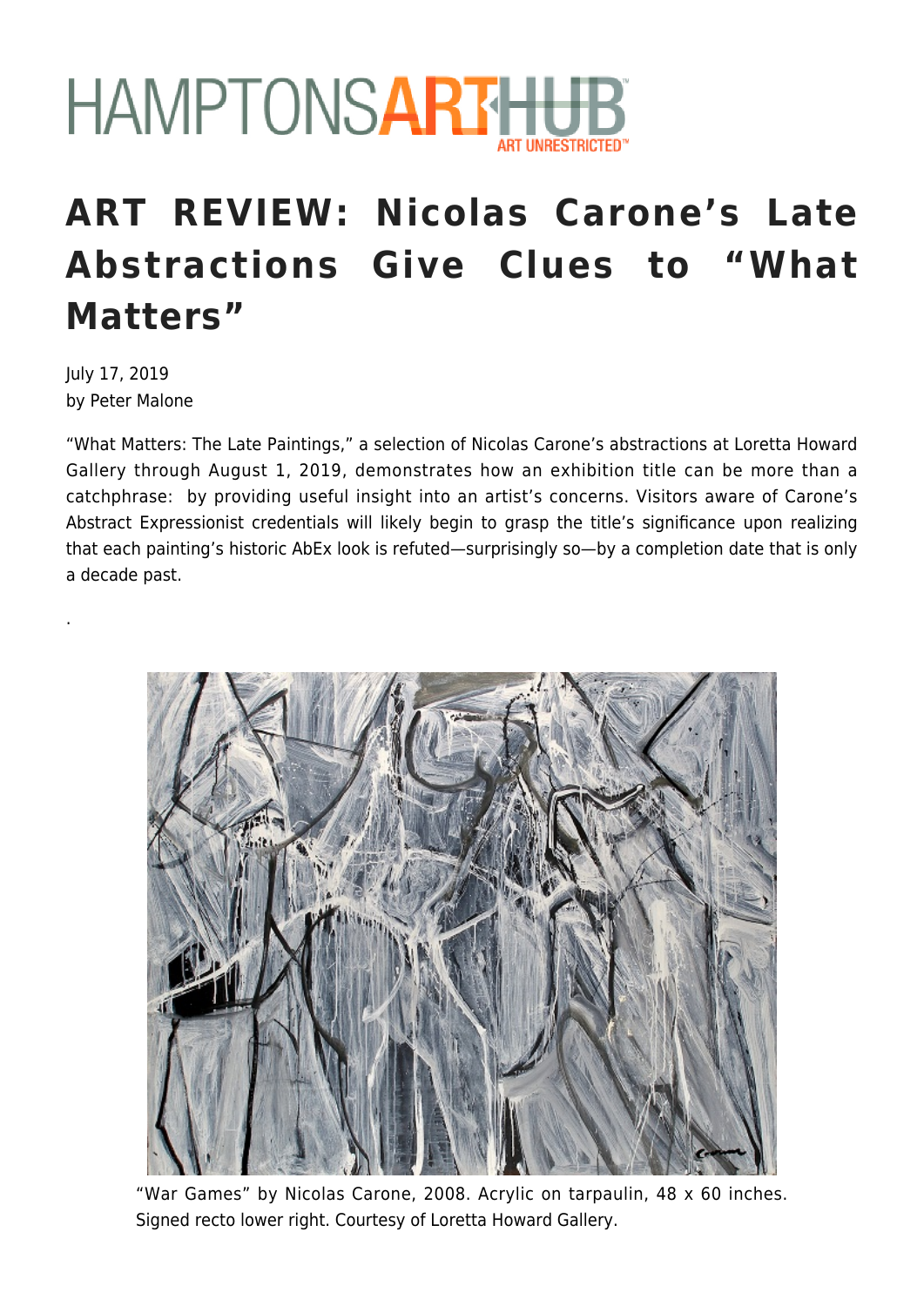# ART REVIEW: Nicolas Carone's Late Abstractions Give Clues to "What Matters"

July 17, 2019
by Peter Malone

"What Matters: The Late Paintings," a selection of Nicolas Carone's abstractions at Loretta Howard Gallery through August 1, 2019, demonstrates how an exhibition title can be more than a catchphrase: by providing useful insight into an artist's concerns. Visitors aware of Carone's Abstract Expressionist credentials will likely begin to grasp the title's significance upon realizing that each painting's historic AbEx look is refuted—surprisingly so—by a completion date that is only a decade past.

.

"War Games" by Nicolas Carone, 2008. Acrylic on tarpaulin, 48 x 60 inches. Signed recto lower right. Courtesy of Loretta Howard Gallery.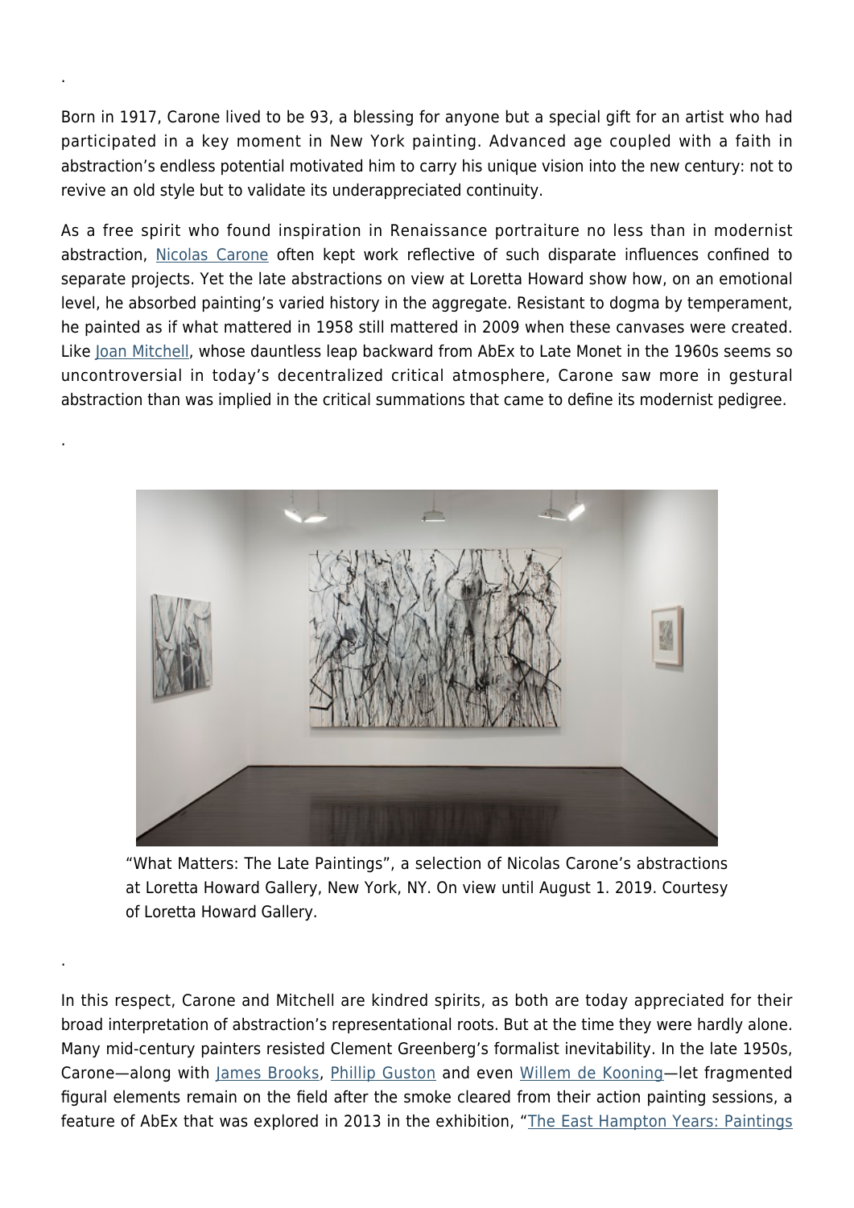.

Born in 1917, Carone lived to be 93, a blessing for anyone but a special gift for an artist who had participated in a key moment in New York painting. Advanced age coupled with a faith in abstraction's endless potential motivated him to carry his unique vision into the new century: not to revive an old style but to validate its underappreciated continuity.

As a free spirit who found inspiration in Renaissance portraiture no less than in modernist abstraction, Nicolas Carone often kept work reflective of such disparate influences confined to separate projects. Yet the late abstractions on view at Loretta Howard show how, on an emotional level, he absorbed painting's varied history in the aggregate. Resistant to dogma by temperament, he painted as if what mattered in 1958 still mattered in 2009 when these canvases were created. Like Joan Mitchell, whose dauntless leap backward from AbEx to Late Monet in the 1960s seems so uncontroversial in today's decentralized critical atmosphere, Carone saw more in gestural abstraction than was implied in the critical summations that came to define its modernist pedigree.

.

"What Matters: The Late Paintings", a selection of Nicolas Carone's abstractions at Loretta Howard Gallery, New York, NY. On view until August 1. 2019. Courtesy of Loretta Howard Gallery.

.

In this respect, Carone and Mitchell are kindred spirits, as both are today appreciated for their broad interpretation of abstraction's representational roots. But at the time they were hardly alone. Many mid-century painters resisted Clement Greenberg's formalist inevitability. In the late 1950s, Carone—along with James Brooks, Phillip Guston and even Willem de Kooning—let fragmented figural elements remain on the field after the smoke cleared from their action painting sessions, a feature of AbEx that was explored in 2013 in the exhibition, "The East Hampton Years: Paintings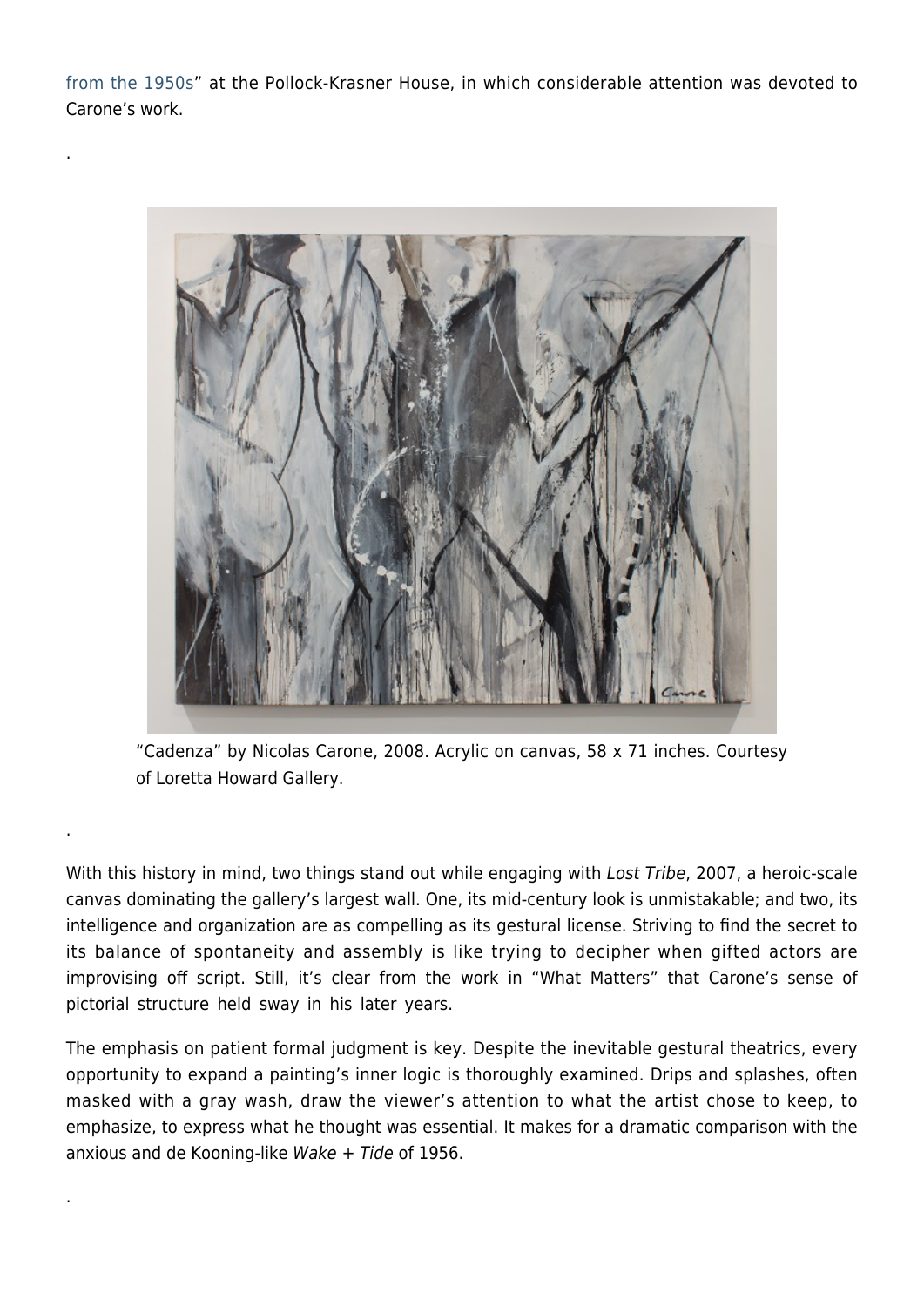[from the 1950s](#)" at the Pollock-Krasner House, in which considerable attention was devoted to Carone's work.

.

"Cadenza" by Nicolas Carone, 2008. Acrylic on canvas, 58 x 71 inches. Courtesy of Loretta Howard Gallery.

.

With this history in mind, two things stand out while engaging with *Lost Tribe*, 2007, a heroic-scale canvas dominating the gallery's largest wall. One, its mid-century look is unmistakable; and two, its intelligence and organization are as compelling as its gestural license. Striving to find the secret to its balance of spontaneity and assembly is like trying to decipher when gifted actors are improvising off script. Still, it's clear from the work in "What Matters" that Carone's sense of pictorial structure held sway in his later years.

The emphasis on patient formal judgment is key. Despite the inevitable gestural theatrics, every opportunity to expand a painting's inner logic is thoroughly examined. Drips and splashes, often masked with a gray wash, draw the viewer's attention to what the artist chose to keep, to emphasize, to express what he thought was essential. It makes for a dramatic comparison with the anxious and de Kooning-like *Wake + Tide* of 1956.

.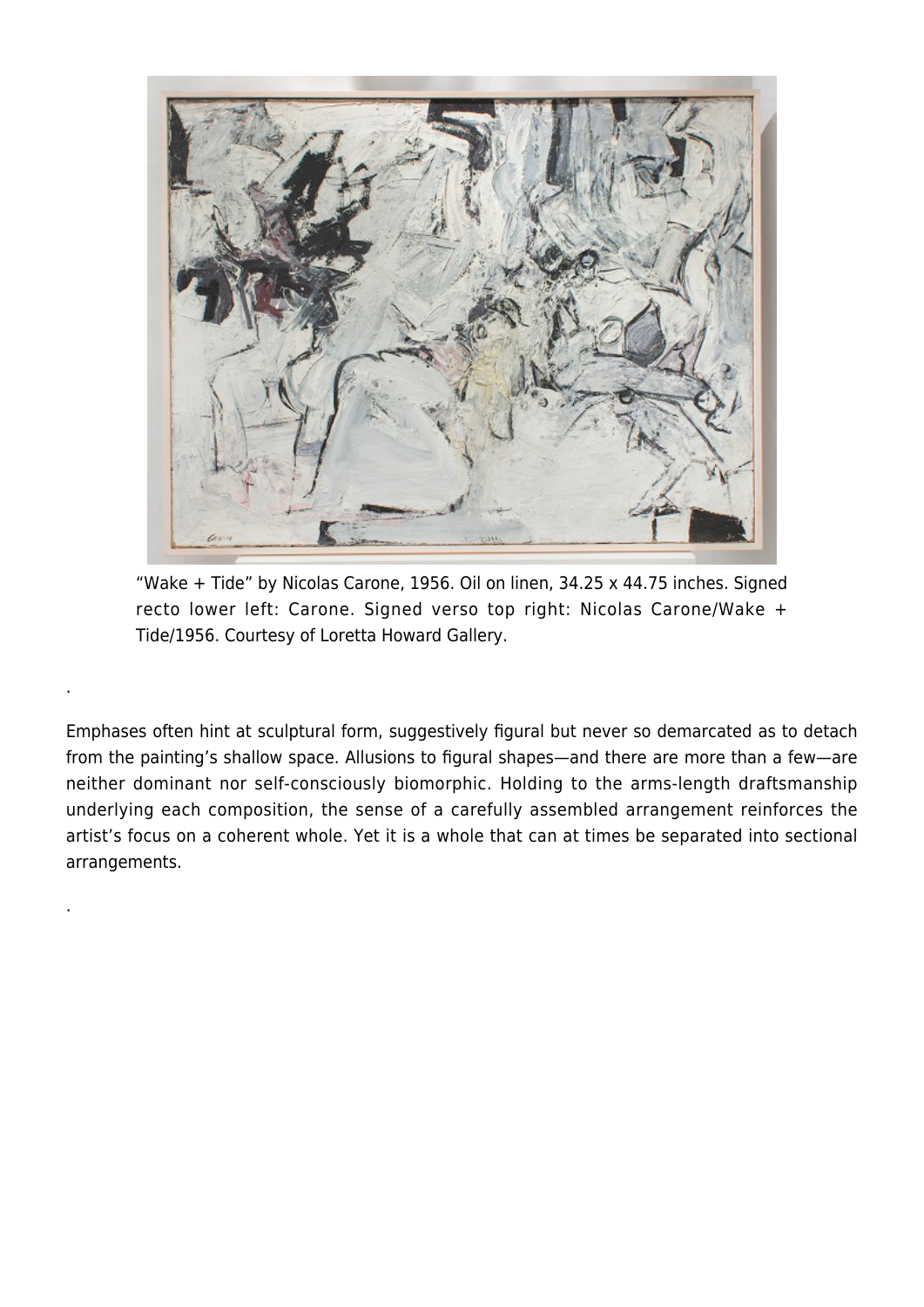"Wake + Tide" by Nicolas Carone, 1956. Oil on linen, 34.25 x 44.75 inches. Signed recto lower left: Carone. Signed verso top right: Nicolas Carone/Wake + Tide/1956. Courtesy of Loretta Howard Gallery.

.

Emphases often hint at sculptural form, suggestively figural but never so demarcated as to detach from the painting's shallow space. Allusions to figural shapes—and there are more than a few—are neither dominant nor self-consciously biomorphic. Holding to the arms-length draftsmanship underlying each composition, the sense of a carefully assembled arrangement reinforces the artist's focus on a coherent whole. Yet it is a whole that can at times be separated into sectional arrangements.

.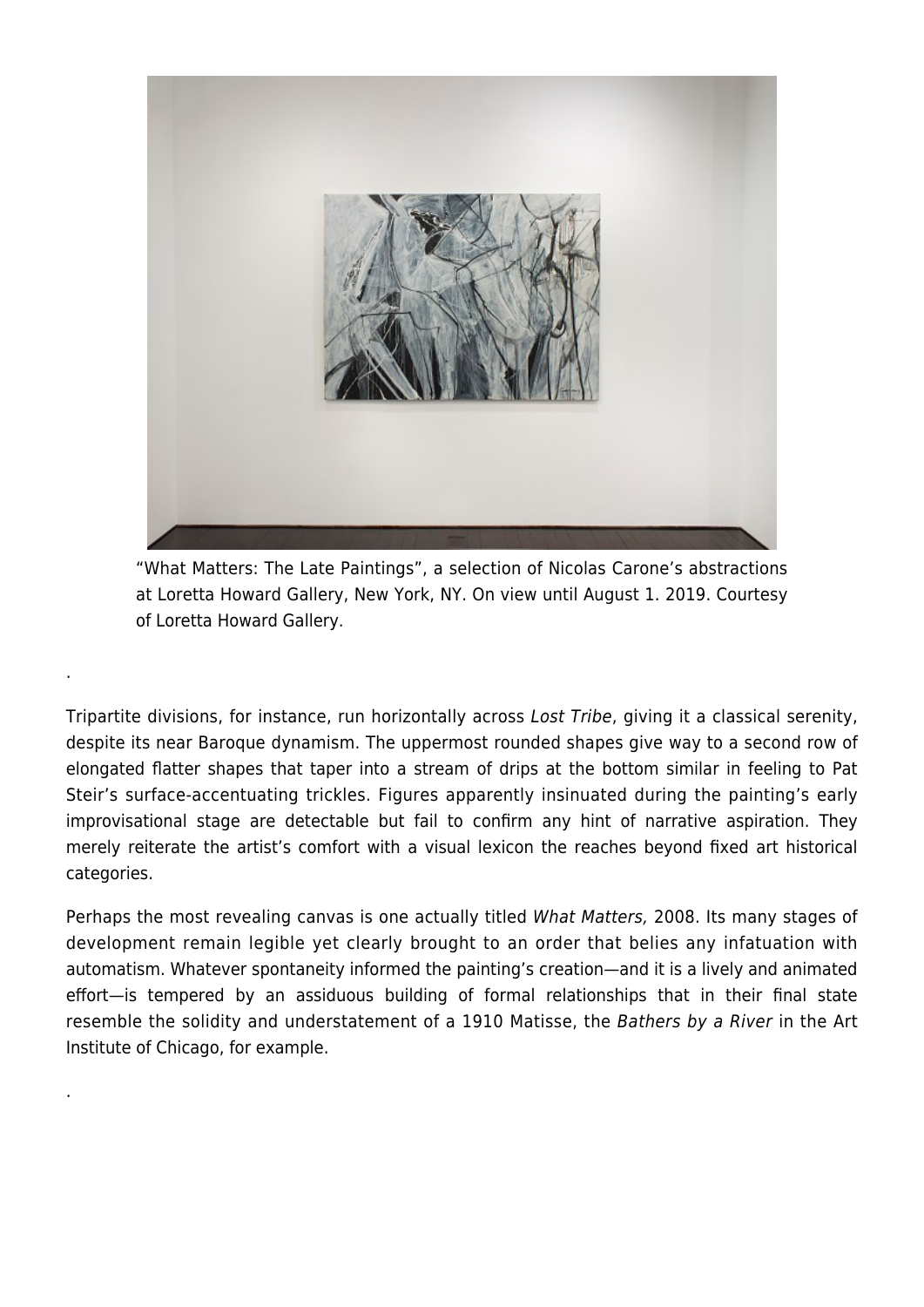"What Matters: The Late Paintings", a selection of Nicolas Carone's abstractions at Loretta Howard Gallery, New York, NY. On view until August 1. 2019. Courtesy of Loretta Howard Gallery.

.

Tripartite divisions, for instance, run horizontally across *Lost Tribe*, giving it a classical serenity, despite its near Baroque dynamism. The uppermost rounded shapes give way to a second row of elongated flatter shapes that taper into a stream of drips at the bottom similar in feeling to Pat Steir's surface-accentuating trickles. Figures apparently insinuated during the painting's early improvisational stage are detectable but fail to confirm any hint of narrative aspiration. They merely reiterate the artist's comfort with a visual lexicon the reaches beyond fixed art historical categories.

Perhaps the most revealing canvas is one actually titled *What Matters,* 2008. Its many stages of development remain legible yet clearly brought to an order that belies any infatuation with automatism. Whatever spontaneity informed the painting's creation—and it is a lively and animated effort—is tempered by an assiduous building of formal relationships that in their final state resemble the solidity and understatement of a 1910 Matisse, the *Bathers by a River* in the Art Institute of Chicago, for example.

.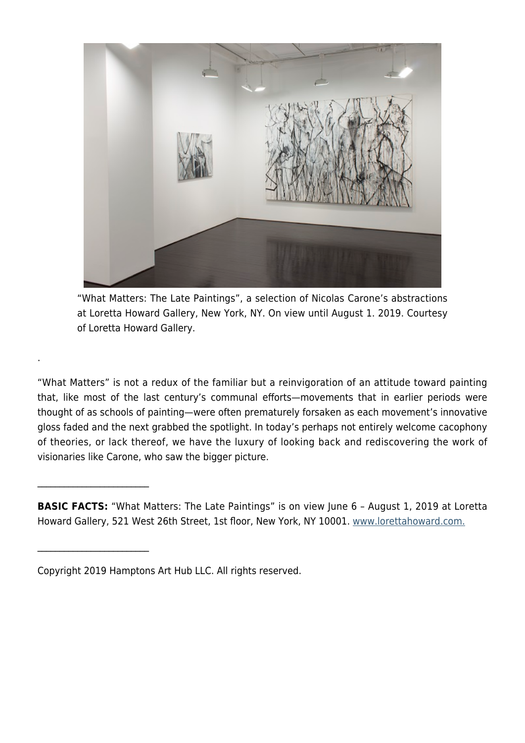"What Matters: The Late Paintings", a selection of Nicolas Carone's abstractions at Loretta Howard Gallery, New York, NY. On view until August 1. 2019. Courtesy of Loretta Howard Gallery.

.

"What Matters" is not a redux of the familiar but a reinvigoration of an attitude toward painting that, like most of the last century's communal efforts—movements that in earlier periods were thought of as schools of painting—were often prematurely forsaken as each movement's innovative gloss faded and the next grabbed the spotlight. In today's perhaps not entirely welcome cacophony of theories, or lack thereof, we have the luxury of looking back and rediscovering the work of visionaries like Carone, who saw the bigger picture.

________________________

**BASIC FACTS:** "What Matters: The Late Paintings" is on view June 6 – August 1, 2019 at Loretta Howard Gallery, 521 West 26th Street, 1st floor, New York, NY 10001. www.lorettahoward.com.

________________________

Copyright 2019 Hamptons Art Hub LLC. All rights reserved.